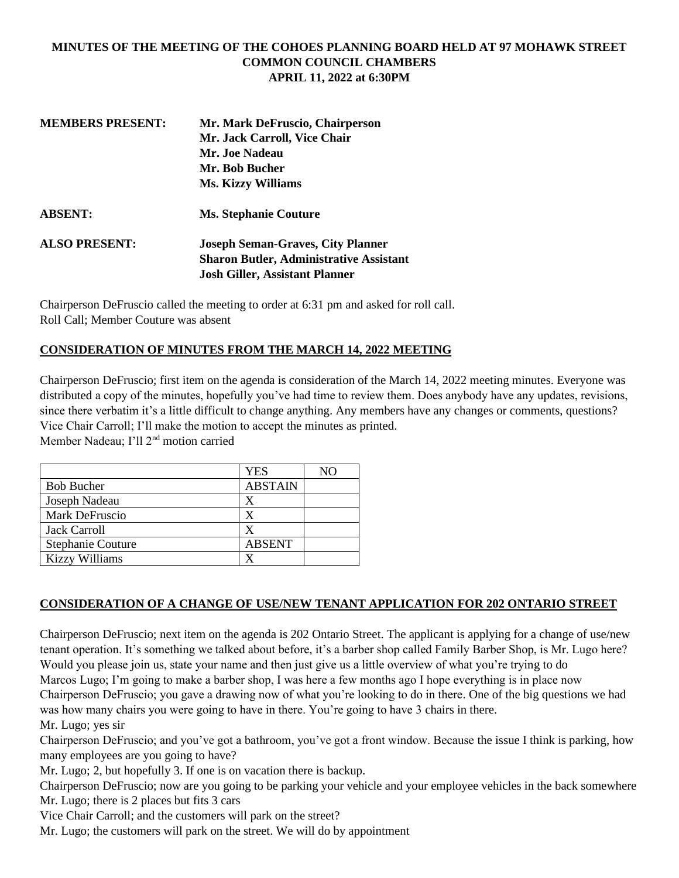# MINUTES OF THE MEETING OF THE COHOES PLANNING BOARD HELD AT 97 MOHAWK STREET COMMON COUNCIL CHAMBERS APRIL 11, 2022 at 6:30PM

**MEMBERS PRESENT:** **Mr. Mark DeFruscio, Chairperson**
**Mr. Jack Carroll, Vice Chair**
**Mr. Joe Nadeau**
**Mr. Bob Bucher**
**Ms. Kizzy Williams**

**ABSENT:** **Ms. Stephanie Couture**

**ALSO PRESENT:** **Joseph Seman-Graves, City Planner**
**Sharon Butler, Administrative Assistant**
**Josh Giller, Assistant Planner**

Chairperson DeFruscio called the meeting to order at 6:31 pm and asked for roll call.
Roll Call; Member Couture was absent

## CONSIDERATION OF MINUTES FROM THE MARCH 14, 2022 MEETING

Chairperson DeFruscio; first item on the agenda is consideration of the March 14, 2022 meeting minutes. Everyone was distributed a copy of the minutes, hopefully you've had time to review them. Does anybody have any updates, revisions, since there verbatim it's a little difficult to change anything. Any members have any changes or comments, questions?
Vice Chair Carroll; I'll make the motion to accept the minutes as printed.
Member Nadeau; I'll 2nd motion carried

| | YES | NO |
|---|---|---|
| Bob Bucher | ABSTAIN | |
| Joseph Nadeau | X | |
| Mark DeFruscio | X | |
| Jack Carroll | X | |
| Stephanie Couture | ABSENT | |
| Kizzy Williams | X | |

## CONSIDERATION OF A CHANGE OF USE/NEW TENANT APPLICATION FOR 202 ONTARIO STREET

Chairperson DeFruscio; next item on the agenda is 202 Ontario Street. The applicant is applying for a change of use/new tenant operation. It's something we talked about before, it's a barber shop called Family Barber Shop, is Mr. Lugo here? Would you please join us, state your name and then just give us a little overview of what you're trying to do
Marcos Lugo; I'm going to make a barber shop, I was here a few months ago I hope everything is in place now
Chairperson DeFruscio; you gave a drawing now of what you're looking to do in there. One of the big questions we had was how many chairs you were going to have in there. You're going to have 3 chairs in there.
Mr. Lugo; yes sir
Chairperson DeFruscio; and you've got a bathroom, you've got a front window. Because the issue I think is parking, how many employees are you going to have?
Mr. Lugo; 2, but hopefully 3. If one is on vacation there is backup.
Chairperson DeFruscio; now are you going to be parking your vehicle and your employee vehicles in the back somewhere
Mr. Lugo; there is 2 places but fits 3 cars
Vice Chair Carroll; and the customers will park on the street?
Mr. Lugo; the customers will park on the street. We will do by appointment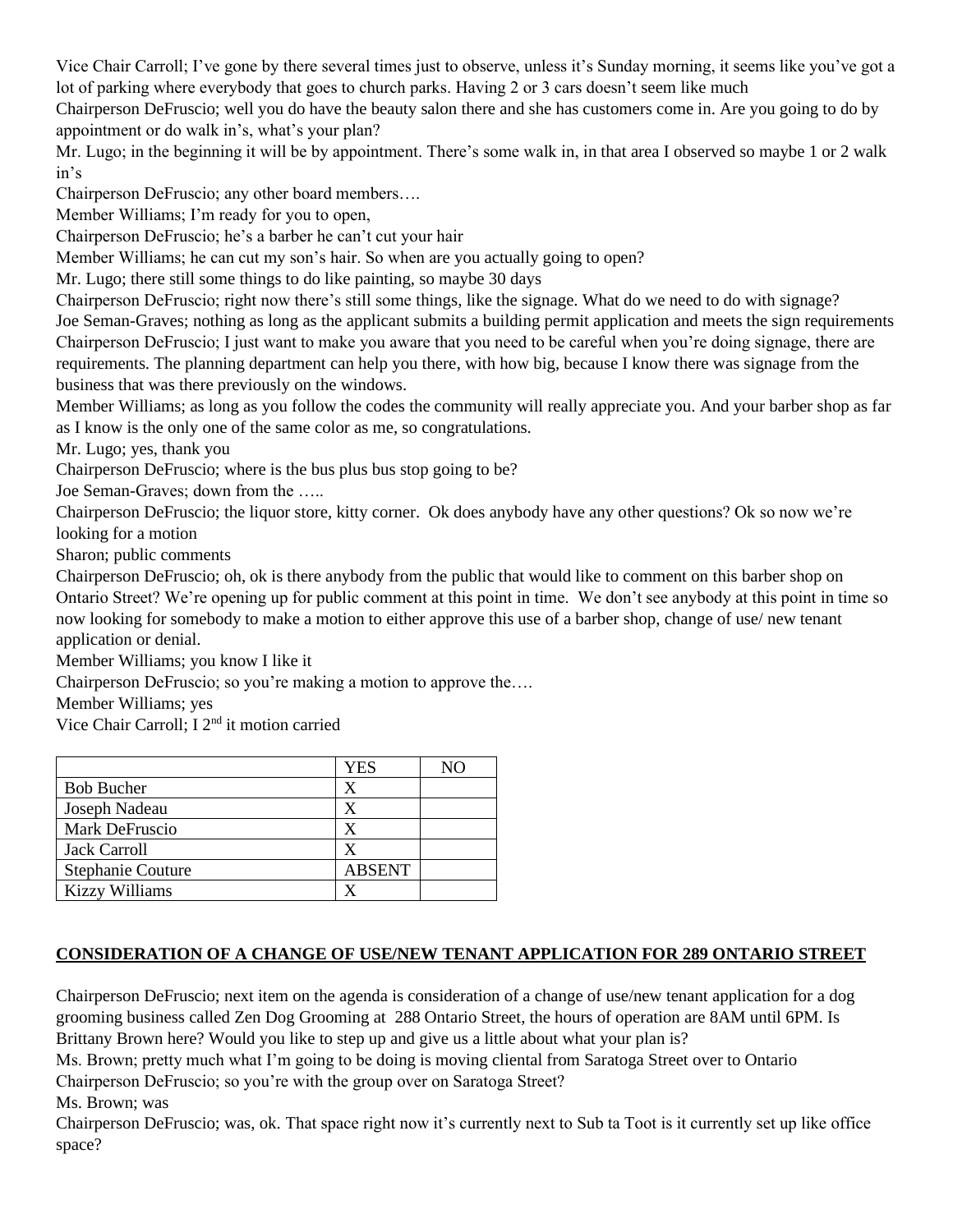Vice Chair Carroll; I've gone by there several times just to observe, unless it's Sunday morning, it seems like you've got a lot of parking where everybody that goes to church parks. Having 2 or 3 cars doesn't seem like much

Chairperson DeFruscio; well you do have the beauty salon there and she has customers come in. Are you going to do by appointment or do walk in's, what's your plan?

Mr. Lugo; in the beginning it will be by appointment. There's some walk in, in that area I observed so maybe 1 or 2 walk in's

Chairperson DeFruscio; any other board members….

Member Williams; I'm ready for you to open,

Chairperson DeFruscio; he's a barber he can't cut your hair

Member Williams; he can cut my son's hair. So when are you actually going to open?

Mr. Lugo; there still some things to do like painting, so maybe 30 days

Chairperson DeFruscio; right now there's still some things, like the signage. What do we need to do with signage?

Joe Seman-Graves; nothing as long as the applicant submits a building permit application and meets the sign requirements

Chairperson DeFruscio; I just want to make you aware that you need to be careful when you're doing signage, there are requirements. The planning department can help you there, with how big, because I know there was signage from the business that was there previously on the windows.

Member Williams; as long as you follow the codes the community will really appreciate you. And your barber shop as far as I know is the only one of the same color as me, so congratulations.

Mr. Lugo; yes, thank you

Chairperson DeFruscio; where is the bus plus bus stop going to be?

Joe Seman-Graves; down from the …..

Chairperson DeFruscio; the liquor store, kitty corner. Ok does anybody have any other questions? Ok so now we're looking for a motion

Sharon; public comments

Chairperson DeFruscio; oh, ok is there anybody from the public that would like to comment on this barber shop on Ontario Street? We're opening up for public comment at this point in time. We don't see anybody at this point in time so now looking for somebody to make a motion to either approve this use of a barber shop, change of use/ new tenant application or denial.

Member Williams; you know I like it

Chairperson DeFruscio; so you're making a motion to approve the….

Member Williams; yes

Vice Chair Carroll; I 2nd it motion carried

| | YES | NO |
|---|---|---|
| Bob Bucher | X | |
| Joseph Nadeau | X | |
| Mark DeFruscio | X | |
| Jack Carroll | X | |
| Stephanie Couture | ABSENT | |
| Kizzy Williams | X | |

## CONSIDERATION OF A CHANGE OF USE/NEW TENANT APPLICATION FOR 289 ONTARIO STREET

Chairperson DeFruscio; next item on the agenda is consideration of a change of use/new tenant application for a dog grooming business called Zen Dog Grooming at 288 Ontario Street, the hours of operation are 8AM until 6PM. Is Brittany Brown here? Would you like to step up and give us a little about what your plan is?

Ms. Brown; pretty much what I'm going to be doing is moving cliental from Saratoga Street over to Ontario

Chairperson DeFruscio; so you're with the group over on Saratoga Street?

Ms. Brown; was

Chairperson DeFruscio; was, ok. That space right now it's currently next to Sub ta Toot is it currently set up like office space?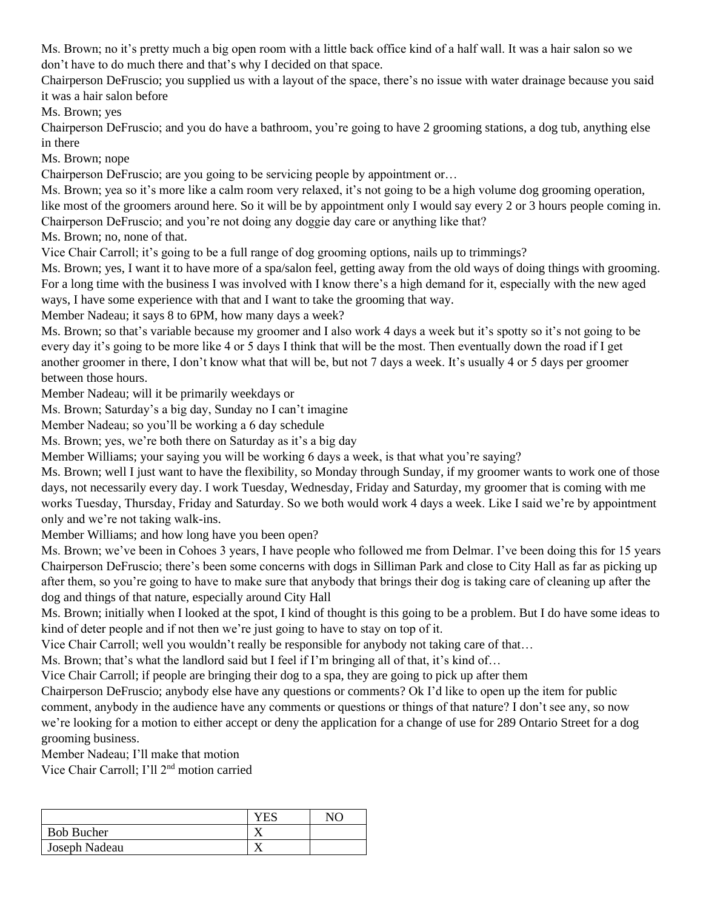Ms. Brown; no it's pretty much a big open room with a little back office kind of a half wall. It was a hair salon so we don't have to do much there and that's why I decided on that space.

Chairperson DeFruscio; you supplied us with a layout of the space, there's no issue with water drainage because you said it was a hair salon before

Ms. Brown; yes

Chairperson DeFruscio; and you do have a bathroom, you're going to have 2 grooming stations, a dog tub, anything else in there

Ms. Brown; nope

Chairperson DeFruscio; are you going to be servicing people by appointment or…

Ms. Brown; yea so it's more like a calm room very relaxed, it's not going to be a high volume dog grooming operation, like most of the groomers around here. So it will be by appointment only I would say every 2 or 3 hours people coming in.

Chairperson DeFruscio; and you're not doing any doggie day care or anything like that?

Ms. Brown; no, none of that.

Vice Chair Carroll; it's going to be a full range of dog grooming options, nails up to trimmings?

Ms. Brown; yes, I want it to have more of a spa/salon feel, getting away from the old ways of doing things with grooming. For a long time with the business I was involved with I know there's a high demand for it, especially with the new aged ways, I have some experience with that and I want to take the grooming that way.

Member Nadeau; it says 8 to 6PM, how many days a week?

Ms. Brown; so that's variable because my groomer and I also work 4 days a week but it's spotty so it's not going to be every day it's going to be more like 4 or 5 days I think that will be the most. Then eventually down the road if I get another groomer in there, I don't know what that will be, but not 7 days a week. It's usually 4 or 5 days per groomer between those hours.

Member Nadeau; will it be primarily weekdays or

Ms. Brown; Saturday's a big day, Sunday no I can't imagine

Member Nadeau; so you'll be working a 6 day schedule

Ms. Brown; yes, we're both there on Saturday as it's a big day

Member Williams; your saying you will be working 6 days a week, is that what you're saying?

Ms. Brown; well I just want to have the flexibility, so Monday through Sunday, if my groomer wants to work one of those days, not necessarily every day. I work Tuesday, Wednesday, Friday and Saturday, my groomer that is coming with me works Tuesday, Thursday, Friday and Saturday. So we both would work 4 days a week. Like I said we're by appointment only and we're not taking walk-ins.

Member Williams; and how long have you been open?

Ms. Brown; we've been in Cohoes 3 years, I have people who followed me from Delmar. I've been doing this for 15 years

Chairperson DeFruscio; there's been some concerns with dogs in Silliman Park and close to City Hall as far as picking up after them, so you're going to have to make sure that anybody that brings their dog is taking care of cleaning up after the dog and things of that nature, especially around City Hall

Ms. Brown; initially when I looked at the spot, I kind of thought is this going to be a problem. But I do have some ideas to kind of deter people and if not then we're just going to have to stay on top of it.

Vice Chair Carroll; well you wouldn't really be responsible for anybody not taking care of that…

Ms. Brown; that's what the landlord said but I feel if I'm bringing all of that, it's kind of…

Vice Chair Carroll; if people are bringing their dog to a spa, they are going to pick up after them

Chairperson DeFruscio; anybody else have any questions or comments? Ok I'd like to open up the item for public comment, anybody in the audience have any comments or questions or things of that nature? I don't see any, so now we're looking for a motion to either accept or deny the application for a change of use for 289 Ontario Street for a dog grooming business.

Member Nadeau; I'll make that motion

Vice Chair Carroll; I'll 2nd motion carried

| | YES | NO |
|---|---|---|
| Bob Bucher | X | |
| Joseph Nadeau | X | |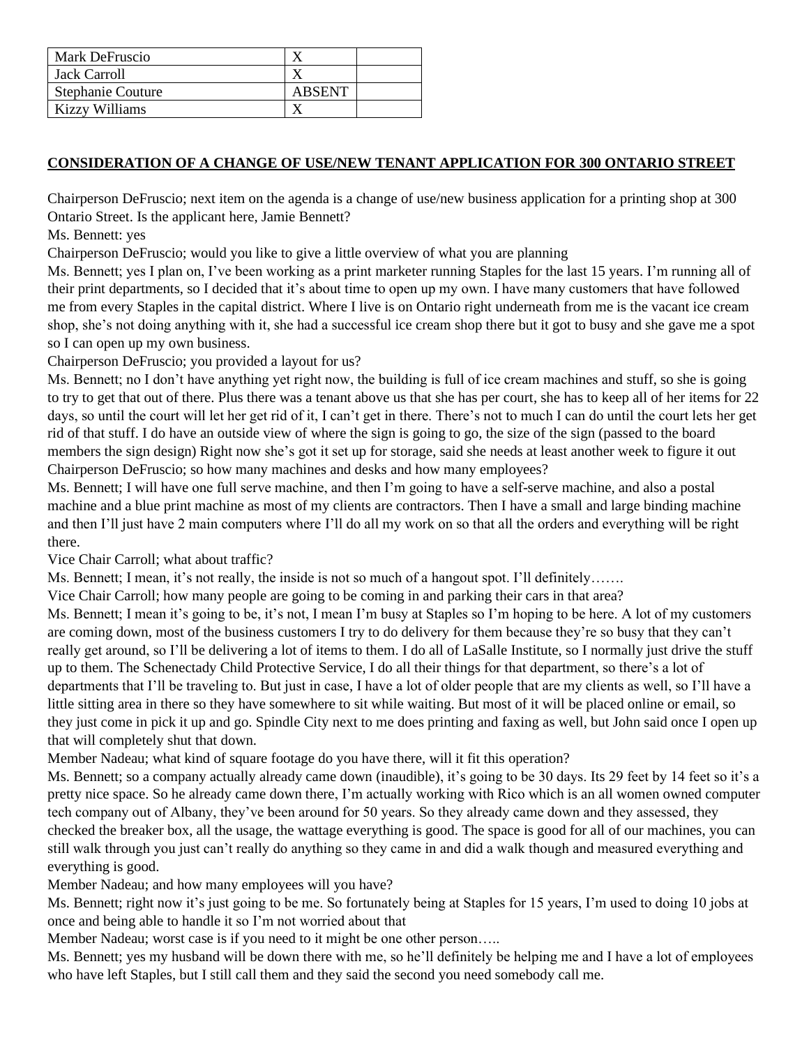| Mark DeFruscio | X | |
|---|---|---|
| Jack Carroll | X | |
| Stephanie Couture | ABSENT | |
| Kizzy Williams | X | |

**CONSIDERATION OF A CHANGE OF USE/NEW TENANT APPLICATION FOR 300 ONTARIO STREET**

Chairperson DeFruscio; next item on the agenda is a change of use/new business application for a printing shop at 300 Ontario Street. Is the applicant here, Jamie Bennett?

Ms. Bennett: yes

Chairperson DeFruscio; would you like to give a little overview of what you are planning

Ms. Bennett; yes I plan on, I've been working as a print marketer running Staples for the last 15 years. I'm running all of their print departments, so I decided that it's about time to open up my own. I have many customers that have followed me from every Staples in the capital district. Where I live is on Ontario right underneath from me is the vacant ice cream shop, she's not doing anything with it, she had a successful ice cream shop there but it got to busy and she gave me a spot so I can open up my own business.

Chairperson DeFruscio; you provided a layout for us?

Ms. Bennett; no I don't have anything yet right now, the building is full of ice cream machines and stuff, so she is going to try to get that out of there. Plus there was a tenant above us that she has per court, she has to keep all of her items for 22 days, so until the court will let her get rid of it, I can't get in there. There's not to much I can do until the court lets her get rid of that stuff. I do have an outside view of where the sign is going to go, the size of the sign (passed to the board members the sign design) Right now she's got it set up for storage, said she needs at least another week to figure it out

Chairperson DeFruscio; so how many machines and desks and how many employees?

Ms. Bennett; I will have one full serve machine, and then I'm going to have a self-serve machine, and also a postal machine and a blue print machine as most of my clients are contractors. Then I have a small and large binding machine and then I'll just have 2 main computers where I'll do all my work on so that all the orders and everything will be right there.

Vice Chair Carroll; what about traffic?

Ms. Bennett; I mean, it's not really, the inside is not so much of a hangout spot. I'll definitely…….

Vice Chair Carroll; how many people are going to be coming in and parking their cars in that area?

Ms. Bennett; I mean it's going to be, it's not, I mean I'm busy at Staples so I'm hoping to be here. A lot of my customers are coming down, most of the business customers I try to do delivery for them because they're so busy that they can't really get around, so I'll be delivering a lot of items to them. I do all of LaSalle Institute, so I normally just drive the stuff up to them. The Schenectady Child Protective Service, I do all their things for that department, so there's a lot of departments that I'll be traveling to. But just in case, I have a lot of older people that are my clients as well, so I'll have a little sitting area in there so they have somewhere to sit while waiting. But most of it will be placed online or email, so they just come in pick it up and go. Spindle City next to me does printing and faxing as well, but John said once I open up that will completely shut that down.

Member Nadeau; what kind of square footage do you have there, will it fit this operation?

Ms. Bennett; so a company actually already came down (inaudible), it's going to be 30 days. Its 29 feet by 14 feet so it's a pretty nice space. So he already came down there, I'm actually working with Rico which is an all women owned computer tech company out of Albany, they've been around for 50 years. So they already came down and they assessed, they checked the breaker box, all the usage, the wattage everything is good. The space is good for all of our machines, you can still walk through you just can't really do anything so they came in and did a walk though and measured everything and everything is good.

Member Nadeau; and how many employees will you have?

Ms. Bennett; right now it's just going to be me. So fortunately being at Staples for 15 years, I'm used to doing 10 jobs at once and being able to handle it so I'm not worried about that

Member Nadeau; worst case is if you need to it might be one other person…..

Ms. Bennett; yes my husband will be down there with me, so he'll definitely be helping me and I have a lot of employees who have left Staples, but I still call them and they said the second you need somebody call me.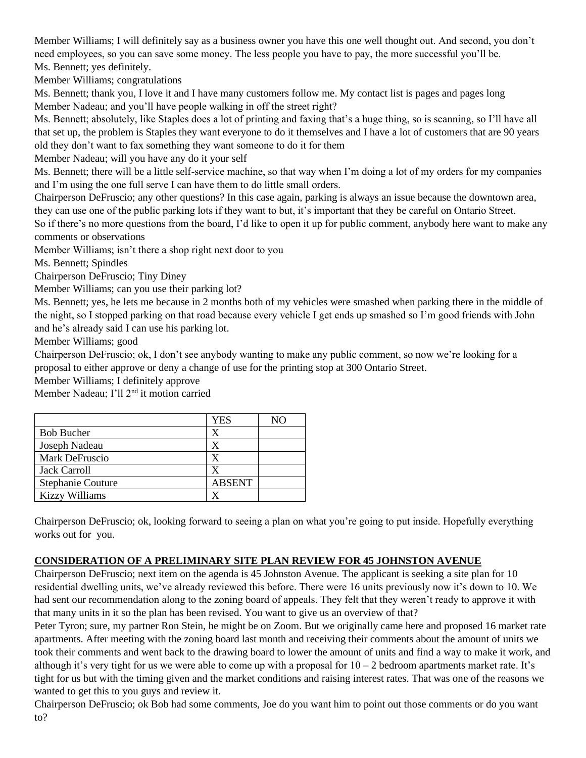Member Williams; I will definitely say as a business owner you have this one well thought out. And second, you don't need employees, so you can save some money. The less people you have to pay, the more successful you'll be.

Ms. Bennett; yes definitely.

Member Williams; congratulations

Ms. Bennett; thank you, I love it and I have many customers follow me. My contact list is pages and pages long

Member Nadeau; and you'll have people walking in off the street right?

Ms. Bennett; absolutely, like Staples does a lot of printing and faxing that's a huge thing, so is scanning, so I'll have all that set up, the problem is Staples they want everyone to do it themselves and I have a lot of customers that are 90 years old they don't want to fax something they want someone to do it for them

Member Nadeau; will you have any do it your self

Ms. Bennett; there will be a little self-service machine, so that way when I'm doing a lot of my orders for my companies and I'm using the one full serve I can have them to do little small orders.

Chairperson DeFruscio; any other questions? In this case again, parking is always an issue because the downtown area, they can use one of the public parking lots if they want to but, it's important that they be careful on Ontario Street.

So if there's no more questions from the board, I'd like to open it up for public comment, anybody here want to make any comments or observations

Member Williams; isn't there a shop right next door to you

Ms. Bennett; Spindles

Chairperson DeFruscio; Tiny Diney

Member Williams; can you use their parking lot?

Ms. Bennett; yes, he lets me because in 2 months both of my vehicles were smashed when parking there in the middle of the night, so I stopped parking on that road because every vehicle I get ends up smashed so I'm good friends with John and he's already said I can use his parking lot.

Member Williams; good

Chairperson DeFruscio; ok, I don't see anybody wanting to make any public comment, so now we're looking for a proposal to either approve or deny a change of use for the printing stop at 300 Ontario Street.

Member Williams; I definitely approve

Member Nadeau; I'll 2nd it motion carried

| | YES | NO |
|---|---|---|
| Bob Bucher | X | |
| Joseph Nadeau | X | |
| Mark DeFruscio | X | |
| Jack Carroll | X | |
| Stephanie Couture | ABSENT | |
| Kizzy Williams | X | |

Chairperson DeFruscio; ok, looking forward to seeing a plan on what you're going to put inside. Hopefully everything works out for you.

## CONSIDERATION OF A PRELIMINARY SITE PLAN REVIEW FOR 45 JOHNSTON AVENUE

Chairperson DeFruscio; next item on the agenda is 45 Johnston Avenue. The applicant is seeking a site plan for 10 residential dwelling units, we've already reviewed this before. There were 16 units previously now it's down to 10. We had sent our recommendation along to the zoning board of appeals. They felt that they weren't ready to approve it with that many units in it so the plan has been revised. You want to give us an overview of that?

Peter Tyron; sure, my partner Ron Stein, he might be on Zoom. But we originally came here and proposed 16 market rate apartments. After meeting with the zoning board last month and receiving their comments about the amount of units we took their comments and went back to the drawing board to lower the amount of units and find a way to make it work, and although it's very tight for us we were able to come up with a proposal for 10 – 2 bedroom apartments market rate. It's tight for us but with the timing given and the market conditions and raising interest rates. That was one of the reasons we wanted to get this to you guys and review it.

Chairperson DeFruscio; ok Bob had some comments, Joe do you want him to point out those comments or do you want to?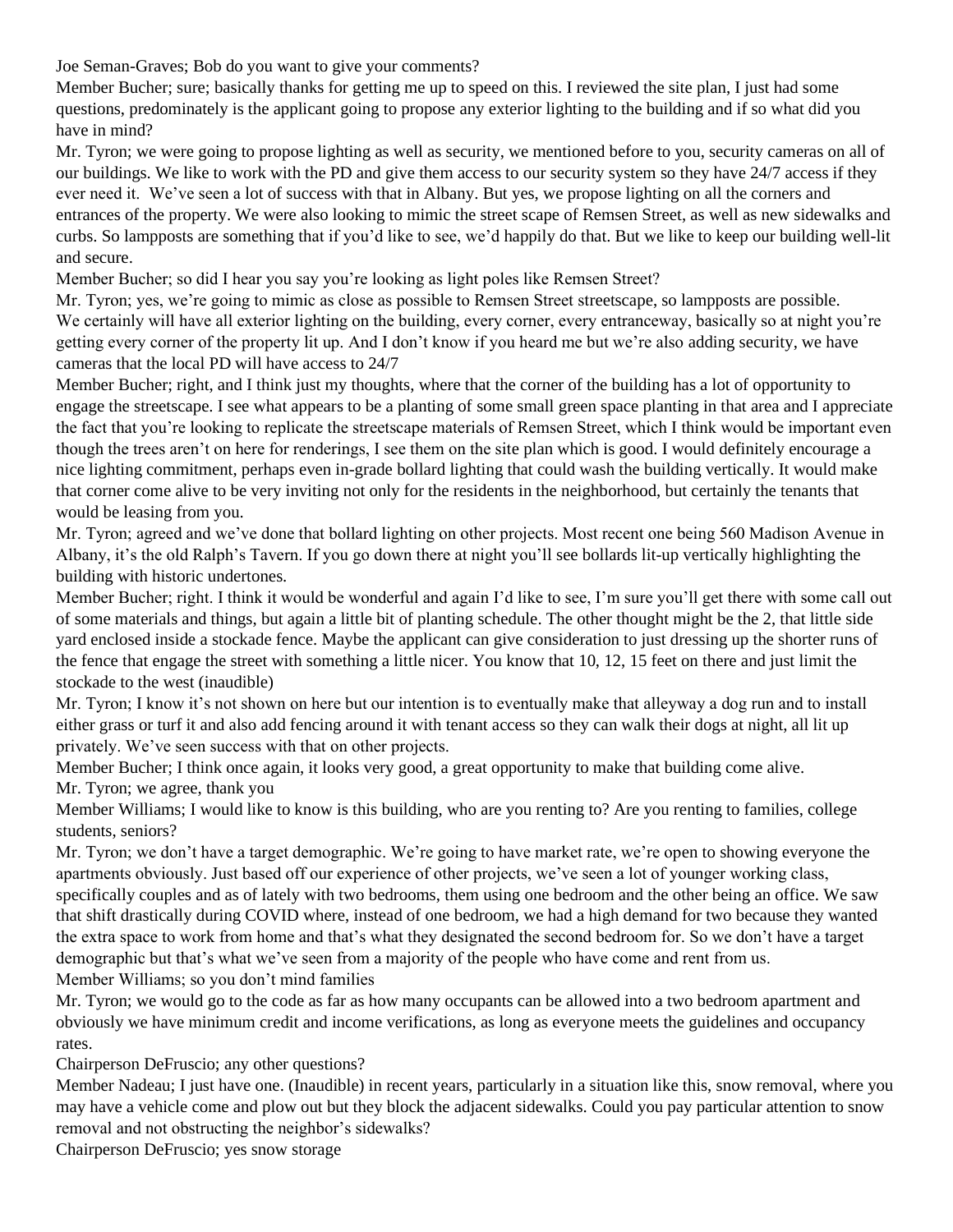Joe Seman-Graves; Bob do you want to give your comments?

Member Bucher; sure; basically thanks for getting me up to speed on this. I reviewed the site plan, I just had some questions, predominately is the applicant going to propose any exterior lighting to the building and if so what did you have in mind?

Mr. Tyron; we were going to propose lighting as well as security, we mentioned before to you, security cameras on all of our buildings. We like to work with the PD and give them access to our security system so they have 24/7 access if they ever need it. We've seen a lot of success with that in Albany. But yes, we propose lighting on all the corners and entrances of the property. We were also looking to mimic the street scape of Remsen Street, as well as new sidewalks and curbs. So lampposts are something that if you'd like to see, we'd happily do that. But we like to keep our building well-lit and secure.

Member Bucher; so did I hear you say you're looking as light poles like Remsen Street?

Mr. Tyron; yes, we're going to mimic as close as possible to Remsen Street streetscape, so lampposts are possible. We certainly will have all exterior lighting on the building, every corner, every entranceway, basically so at night you're getting every corner of the property lit up. And I don't know if you heard me but we're also adding security, we have cameras that the local PD will have access to 24/7

Member Bucher; right, and I think just my thoughts, where that the corner of the building has a lot of opportunity to engage the streetscape. I see what appears to be a planting of some small green space planting in that area and I appreciate the fact that you're looking to replicate the streetscape materials of Remsen Street, which I think would be important even though the trees aren't on here for renderings, I see them on the site plan which is good. I would definitely encourage a nice lighting commitment, perhaps even in-grade bollard lighting that could wash the building vertically. It would make that corner come alive to be very inviting not only for the residents in the neighborhood, but certainly the tenants that would be leasing from you.

Mr. Tyron; agreed and we've done that bollard lighting on other projects. Most recent one being 560 Madison Avenue in Albany, it's the old Ralph's Tavern. If you go down there at night you'll see bollards lit-up vertically highlighting the building with historic undertones.

Member Bucher; right. I think it would be wonderful and again I'd like to see, I'm sure you'll get there with some call out of some materials and things, but again a little bit of planting schedule. The other thought might be the 2, that little side yard enclosed inside a stockade fence. Maybe the applicant can give consideration to just dressing up the shorter runs of the fence that engage the street with something a little nicer. You know that 10, 12, 15 feet on there and just limit the stockade to the west (inaudible)

Mr. Tyron; I know it's not shown on here but our intention is to eventually make that alleyway a dog run and to install either grass or turf it and also add fencing around it with tenant access so they can walk their dogs at night, all lit up privately. We've seen success with that on other projects.

Member Bucher; I think once again, it looks very good, a great opportunity to make that building come alive.

Mr. Tyron; we agree, thank you

Member Williams; I would like to know is this building, who are you renting to? Are you renting to families, college students, seniors?

Mr. Tyron; we don't have a target demographic. We're going to have market rate, we're open to showing everyone the apartments obviously. Just based off our experience of other projects, we've seen a lot of younger working class, specifically couples and as of lately with two bedrooms, them using one bedroom and the other being an office. We saw that shift drastically during COVID where, instead of one bedroom, we had a high demand for two because they wanted the extra space to work from home and that's what they designated the second bedroom for. So we don't have a target demographic but that's what we've seen from a majority of the people who have come and rent from us.

Member Williams; so you don't mind families

Mr. Tyron; we would go to the code as far as how many occupants can be allowed into a two bedroom apartment and obviously we have minimum credit and income verifications, as long as everyone meets the guidelines and occupancy rates.

Chairperson DeFruscio; any other questions?

Member Nadeau; I just have one. (Inaudible) in recent years, particularly in a situation like this, snow removal, where you may have a vehicle come and plow out but they block the adjacent sidewalks. Could you pay particular attention to snow removal and not obstructing the neighbor's sidewalks?

Chairperson DeFruscio; yes snow storage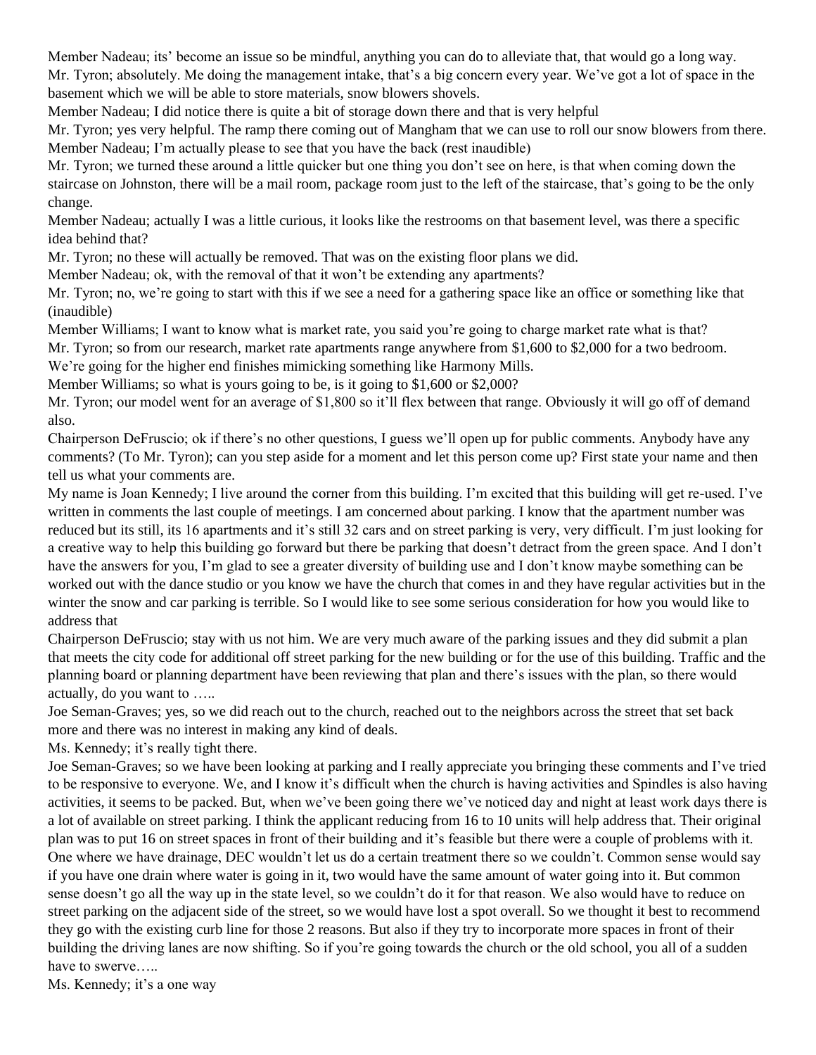Member Nadeau; its' become an issue so be mindful, anything you can do to alleviate that, that would go a long way.
Mr. Tyron; absolutely. Me doing the management intake, that's a big concern every year. We've got a lot of space in the basement which we will be able to store materials, snow blowers shovels.
Member Nadeau; I did notice there is quite a bit of storage down there and that is very helpful
Mr. Tyron; yes very helpful. The ramp there coming out of Mangham that we can use to roll our snow blowers from there.
Member Nadeau; I'm actually please to see that you have the back (rest inaudible)
Mr. Tyron; we turned these around a little quicker but one thing you don't see on here, is that when coming down the staircase on Johnston, there will be a mail room, package room just to the left of the staircase, that's going to be the only change.
Member Nadeau; actually I was a little curious, it looks like the restrooms on that basement level, was there a specific idea behind that?
Mr. Tyron; no these will actually be removed. That was on the existing floor plans we did.
Member Nadeau; ok, with the removal of that it won't be extending any apartments?
Mr. Tyron; no, we're going to start with this if we see a need for a gathering space like an office or something like that (inaudible)
Member Williams; I want to know what is market rate, you said you're going to charge market rate what is that?
Mr. Tyron; so from our research, market rate apartments range anywhere from $1,600 to $2,000 for a two bedroom. We're going for the higher end finishes mimicking something like Harmony Mills.
Member Williams; so what is yours going to be, is it going to $1,600 or $2,000?
Mr. Tyron; our model went for an average of $1,800 so it'll flex between that range. Obviously it will go off of demand also.
Chairperson DeFruscio; ok if there's no other questions, I guess we'll open up for public comments. Anybody have any comments? (To Mr. Tyron); can you step aside for a moment and let this person come up? First state your name and then tell us what your comments are.
My name is Joan Kennedy; I live around the corner from this building. I'm excited that this building will get re-used. I've written in comments the last couple of meetings. I am concerned about parking. I know that the apartment number was reduced but its still, its 16 apartments and it's still 32 cars and on street parking is very, very difficult. I'm just looking for a creative way to help this building go forward but there be parking that doesn't detract from the green space. And I don't have the answers for you, I'm glad to see a greater diversity of building use and I don't know maybe something can be worked out with the dance studio or you know we have the church that comes in and they have regular activities but in the winter the snow and car parking is terrible. So I would like to see some serious consideration for how you would like to address that
Chairperson DeFruscio; stay with us not him. We are very much aware of the parking issues and they did submit a plan that meets the city code for additional off street parking for the new building or for the use of this building. Traffic and the planning board or planning department have been reviewing that plan and there's issues with the plan, so there would actually, do you want to …..
Joe Seman-Graves; yes, so we did reach out to the church, reached out to the neighbors across the street that set back more and there was no interest in making any kind of deals.
Ms. Kennedy; it's really tight there.
Joe Seman-Graves; so we have been looking at parking and I really appreciate you bringing these comments and I've tried to be responsive to everyone. We, and I know it's difficult when the church is having activities and Spindles is also having activities, it seems to be packed. But, when we've been going there we've noticed day and night at least work days there is a lot of available on street parking. I think the applicant reducing from 16 to 10 units will help address that. Their original plan was to put 16 on street spaces in front of their building and it's feasible but there were a couple of problems with it. One where we have drainage, DEC wouldn't let us do a certain treatment there so we couldn't. Common sense would say if you have one drain where water is going in it, two would have the same amount of water going into it. But common sense doesn't go all the way up in the state level, so we couldn't do it for that reason. We also would have to reduce on street parking on the adjacent side of the street, so we would have lost a spot overall. So we thought it best to recommend they go with the existing curb line for those 2 reasons. But also if they try to incorporate more spaces in front of their building the driving lanes are now shifting. So if you're going towards the church or the old school, you all of a sudden have to swerve…..
Ms. Kennedy; it's a one way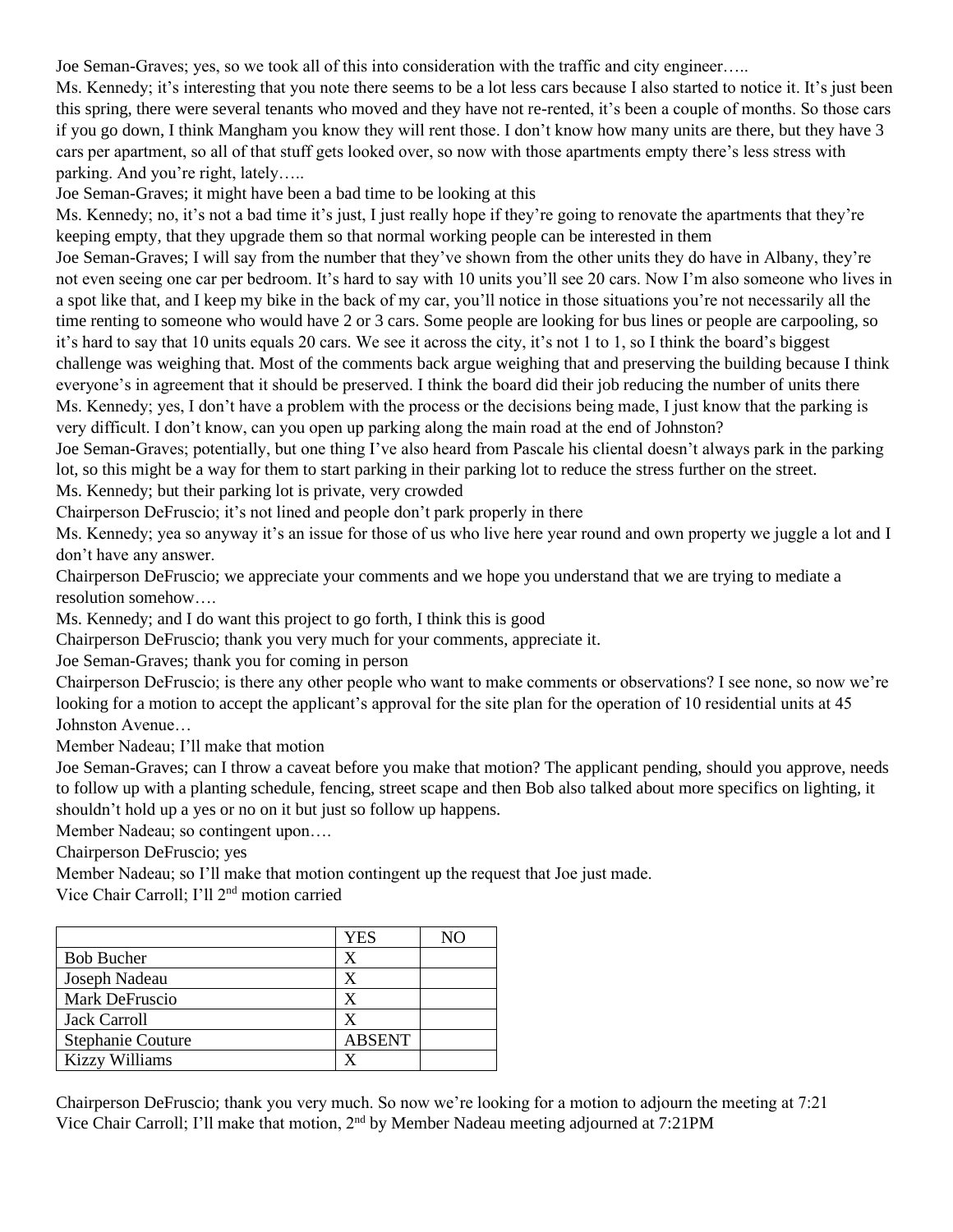Joe Seman-Graves; yes, so we took all of this into consideration with the traffic and city engineer…..

Ms. Kennedy; it's interesting that you note there seems to be a lot less cars because I also started to notice it. It's just been this spring, there were several tenants who moved and they have not re-rented, it's been a couple of months. So those cars if you go down, I think Mangham you know they will rent those. I don't know how many units are there, but they have 3 cars per apartment, so all of that stuff gets looked over, so now with those apartments empty there's less stress with parking. And you're right, lately…..

Joe Seman-Graves; it might have been a bad time to be looking at this

Ms. Kennedy; no, it's not a bad time it's just, I just really hope if they're going to renovate the apartments that they're keeping empty, that they upgrade them so that normal working people can be interested in them

Joe Seman-Graves; I will say from the number that they've shown from the other units they do have in Albany, they're not even seeing one car per bedroom. It's hard to say with 10 units you'll see 20 cars. Now I'm also someone who lives in a spot like that, and I keep my bike in the back of my car, you'll notice in those situations you're not necessarily all the time renting to someone who would have 2 or 3 cars. Some people are looking for bus lines or people are carpooling, so it's hard to say that 10 units equals 20 cars. We see it across the city, it's not 1 to 1, so I think the board's biggest challenge was weighing that. Most of the comments back argue weighing that and preserving the building because I think everyone's in agreement that it should be preserved. I think the board did their job reducing the number of units there

Ms. Kennedy; yes, I don't have a problem with the process or the decisions being made, I just know that the parking is very difficult. I don't know, can you open up parking along the main road at the end of Johnston?

Joe Seman-Graves; potentially, but one thing I've also heard from Pascale his cliental doesn't always park in the parking lot, so this might be a way for them to start parking in their parking lot to reduce the stress further on the street.

Ms. Kennedy; but their parking lot is private, very crowded

Chairperson DeFruscio; it's not lined and people don't park properly in there

Ms. Kennedy; yea so anyway it's an issue for those of us who live here year round and own property we juggle a lot and I don't have any answer.

Chairperson DeFruscio; we appreciate your comments and we hope you understand that we are trying to mediate a resolution somehow….

Ms. Kennedy; and I do want this project to go forth, I think this is good

Chairperson DeFruscio; thank you very much for your comments, appreciate it.

Joe Seman-Graves; thank you for coming in person

Chairperson DeFruscio; is there any other people who want to make comments or observations? I see none, so now we're looking for a motion to accept the applicant's approval for the site plan for the operation of 10 residential units at 45 Johnston Avenue…

Member Nadeau; I'll make that motion

Joe Seman-Graves; can I throw a caveat before you make that motion? The applicant pending, should you approve, needs to follow up with a planting schedule, fencing, street scape and then Bob also talked about more specifics on lighting, it shouldn't hold up a yes or no on it but just so follow up happens.

Member Nadeau; so contingent upon….

Chairperson DeFruscio; yes

Member Nadeau; so I'll make that motion contingent up the request that Joe just made.

Vice Chair Carroll; I'll 2nd motion carried

| | YES | NO |
|---|---|---|
| Bob Bucher | X | |
| Joseph Nadeau | X | |
| Mark DeFruscio | X | |
| Jack Carroll | X | |
| Stephanie Couture | ABSENT | |
| Kizzy Williams | X | |

Chairperson DeFruscio; thank you very much. So now we're looking for a motion to adjourn the meeting at 7:21

Vice Chair Carroll; I'll make that motion, 2nd by Member Nadeau meeting adjourned at 7:21PM